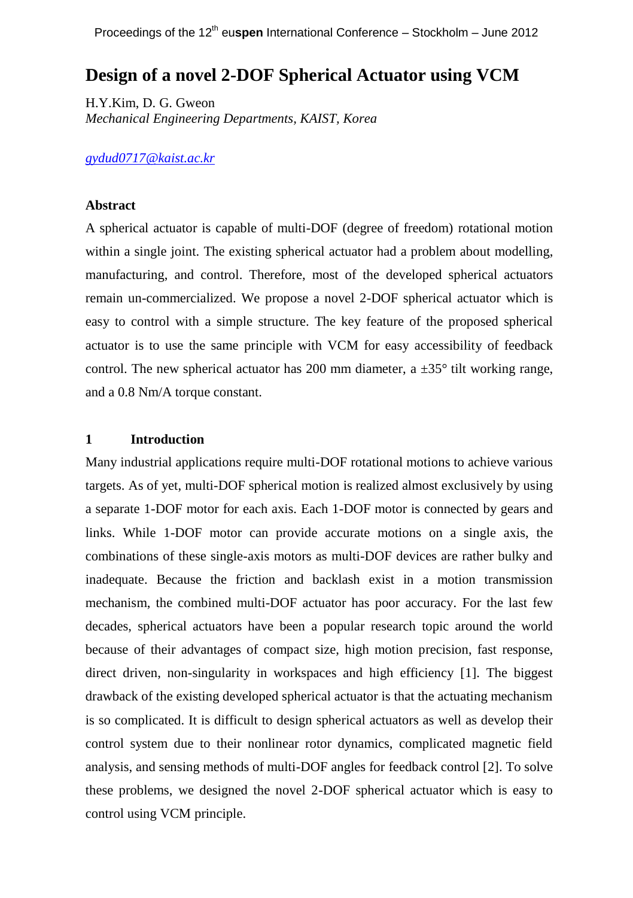# Design of a novel 2-DOF Spherical Actuator using VCM

H.Y.Kim, D. G. Gweon
*Mechanical Engineering Departments, KAIST, Korea*

*gydud0717@kaist.ac.kr*

## Abstract

A spherical actuator is capable of multi-DOF (degree of freedom) rotational motion within a single joint. The existing spherical actuator had a problem about modelling, manufacturing, and control. Therefore, most of the developed spherical actuators remain un-commercialized. We propose a novel 2-DOF spherical actuator which is easy to control with a simple structure. The key feature of the proposed spherical actuator is to use the same principle with VCM for easy accessibility of feedback control. The new spherical actuator has 200 mm diameter, a ±35° tilt working range, and a 0.8 Nm/A torque constant.

## 1 Introduction

Many industrial applications require multi-DOF rotational motions to achieve various targets. As of yet, multi-DOF spherical motion is realized almost exclusively by using a separate 1-DOF motor for each axis. Each 1-DOF motor is connected by gears and links. While 1-DOF motor can provide accurate motions on a single axis, the combinations of these single-axis motors as multi-DOF devices are rather bulky and inadequate. Because the friction and backlash exist in a motion transmission mechanism, the combined multi-DOF actuator has poor accuracy. For the last few decades, spherical actuators have been a popular research topic around the world because of their advantages of compact size, high motion precision, fast response, direct driven, non-singularity in workspaces and high efficiency [1]. The biggest drawback of the existing developed spherical actuator is that the actuating mechanism is so complicated. It is difficult to design spherical actuators as well as develop their control system due to their nonlinear rotor dynamics, complicated magnetic field analysis, and sensing methods of multi-DOF angles for feedback control [2]. To solve these problems, we designed the novel 2-DOF spherical actuator which is easy to control using VCM principle.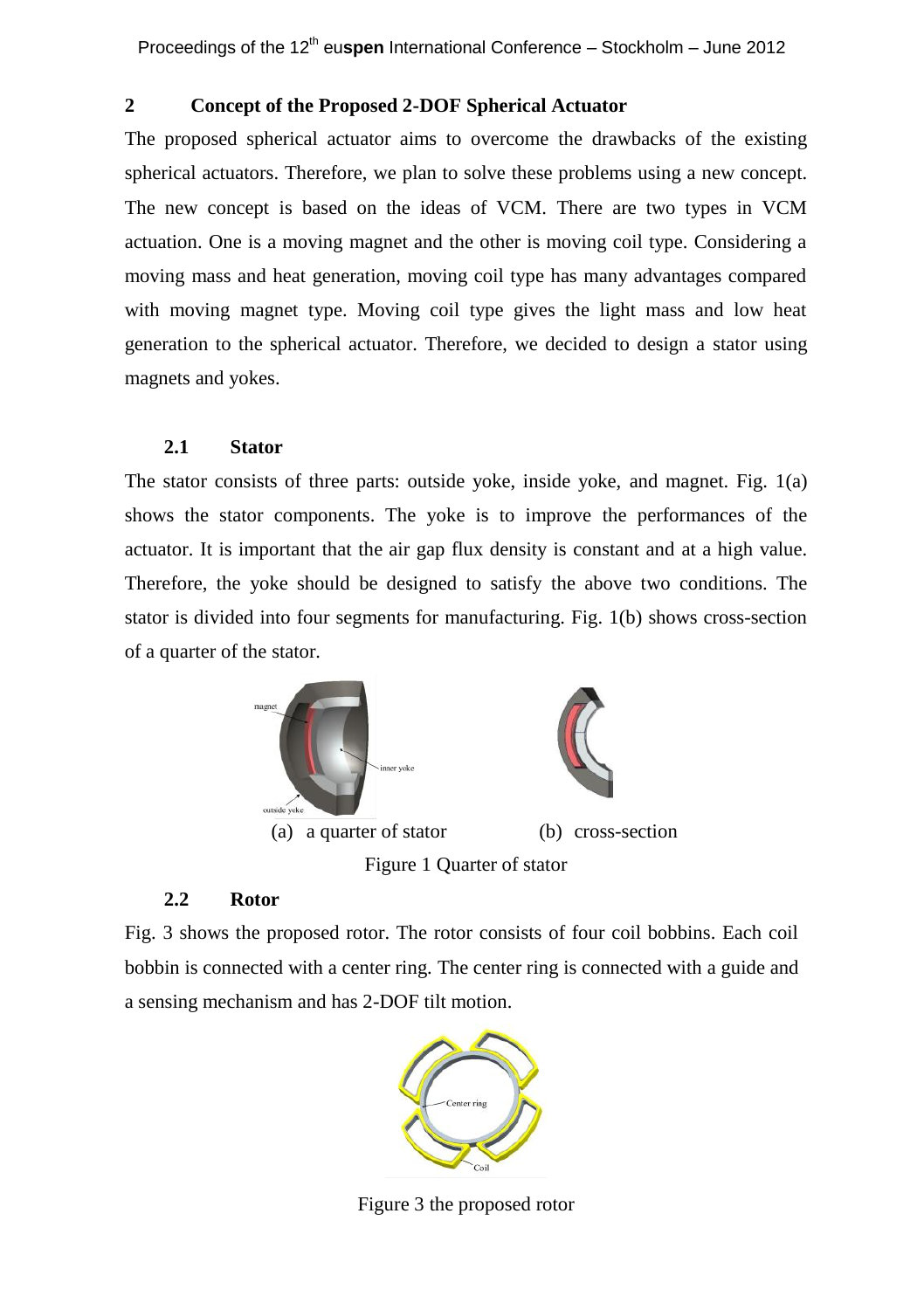## 2 Concept of the Proposed 2-DOF Spherical Actuator

The proposed spherical actuator aims to overcome the drawbacks of the existing spherical actuators. Therefore, we plan to solve these problems using a new concept. The new concept is based on the ideas of VCM. There are two types in VCM actuation. One is a moving magnet and the other is moving coil type. Considering a moving mass and heat generation, moving coil type has many advantages compared with moving magnet type. Moving coil type gives the light mass and low heat generation to the spherical actuator. Therefore, we decided to design a stator using magnets and yokes.

### 2.1 Stator

The stator consists of three parts: outside yoke, inside yoke, and magnet. Fig. 1(a) shows the stator components. The yoke is to improve the performances of the actuator. It is important that the air gap flux density is constant and at a high value. Therefore, the yoke should be designed to satisfy the above two conditions. The stator is divided into four segments for manufacturing. Fig. 1(b) shows cross-section of a quarter of the stator.

(a) a quarter of stator (b) cross-section

Figure 1 Quarter of stator

### 2.2 Rotor

Fig. 3 shows the proposed rotor. The rotor consists of four coil bobbins. Each coil bobbin is connected with a center ring. The center ring is connected with a guide and a sensing mechanism and has 2-DOF tilt motion.

Figure 3 the proposed rotor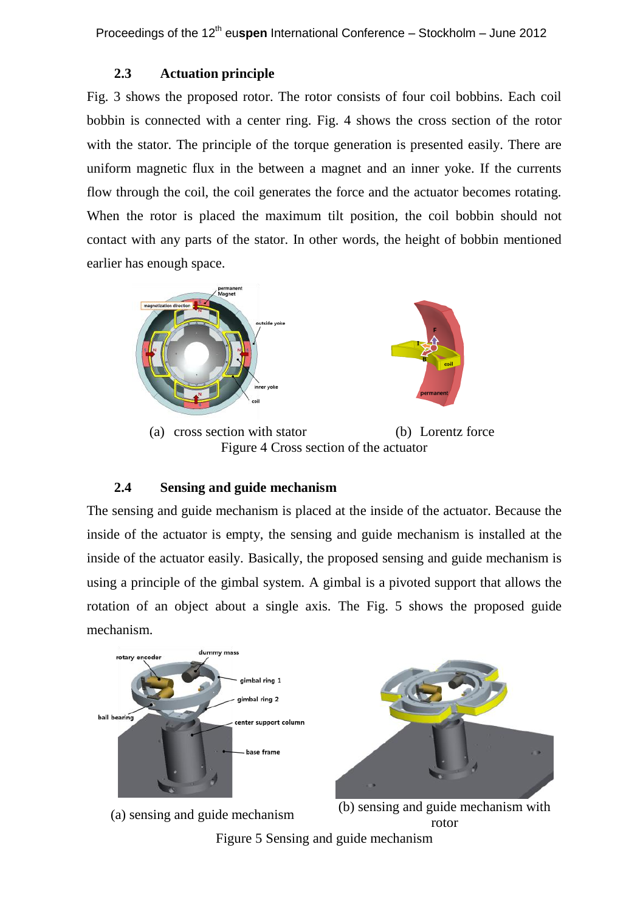### 2.3 Actuation principle

Fig. 3 shows the proposed rotor. The rotor consists of four coil bobbins. Each coil bobbin is connected with a center ring. Fig. 4 shows the cross section of the rotor with the stator. The principle of the torque generation is presented easily. There are uniform magnetic flux in the between a magnet and an inner yoke. If the currents flow through the coil, the coil generates the force and the actuator becomes rotating. When the rotor is placed the maximum tilt position, the coil bobbin should not contact with any parts of the stator. In other words, the height of bobbin mentioned earlier has enough space.

(a) cross section with stator (b) Lorentz force

Figure 4 Cross section of the actuator

### 2.4 Sensing and guide mechanism

The sensing and guide mechanism is placed at the inside of the actuator. Because the inside of the actuator is empty, the sensing and guide mechanism is installed at the inside of the actuator easily. Basically, the proposed sensing and guide mechanism is using a principle of the gimbal system. A gimbal is a pivoted support that allows the rotation of an object about a single axis. The Fig. 5 shows the proposed guide mechanism.

(a) sensing and guide mechanism (b) sensing and guide mechanism with rotor

Figure 5 Sensing and guide mechanism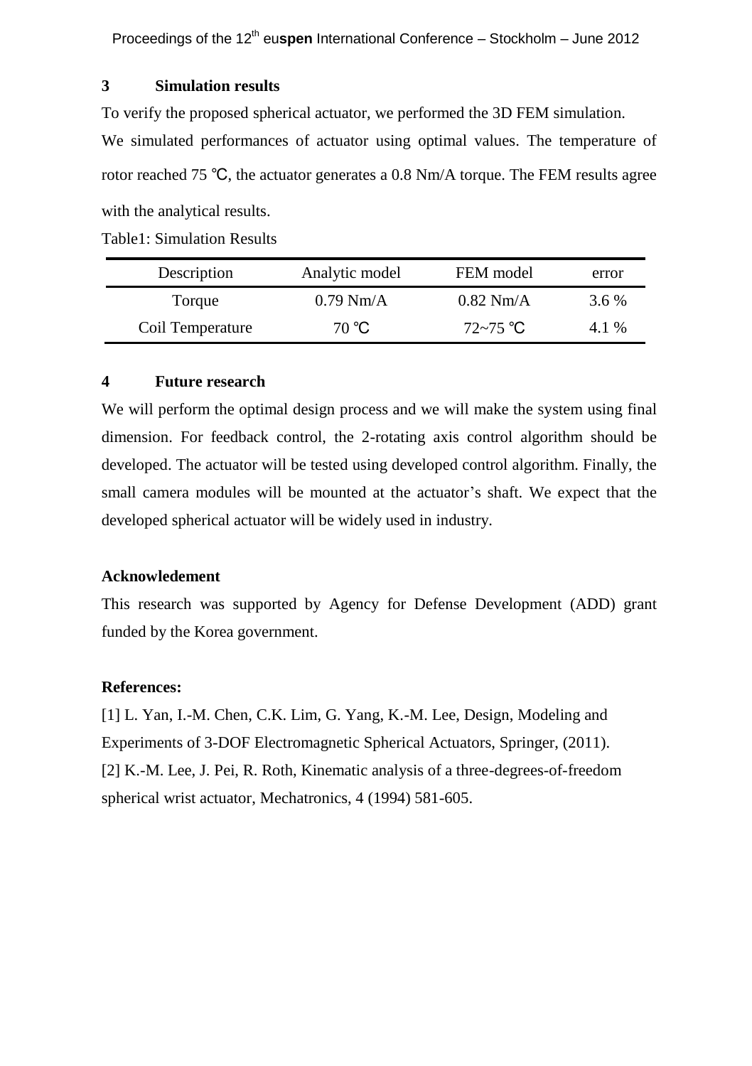## 3 Simulation results

To verify the proposed spherical actuator, we performed the 3D FEM simulation.
We simulated performances of actuator using optimal values. The temperature of rotor reached 75 ℃, the actuator generates a 0.8 Nm/A torque. The FEM results agree with the analytical results.

Table1: Simulation Results

| Description | Analytic model | FEM model | error |
|---|---|---|---|
| Torque | 0.79 Nm/A | 0.82 Nm/A | 3.6 % |
| Coil Temperature | 70 ℃ | 72~75 ℃ | 4.1 % |

## 4 Future research

We will perform the optimal design process and we will make the system using final dimension. For feedback control, the 2-rotating axis control algorithm should be developed. The actuator will be tested using developed control algorithm. Finally, the small camera modules will be mounted at the actuator's shaft. We expect that the developed spherical actuator will be widely used in industry.

## Acknowledement

This research was supported by Agency for Defense Development (ADD) grant funded by the Korea government.

## References:

[1] L. Yan, I.-M. Chen, C.K. Lim, G. Yang, K.-M. Lee, Design, Modeling and Experiments of 3-DOF Electromagnetic Spherical Actuators, Springer, (2011).
[2] K.-M. Lee, J. Pei, R. Roth, Kinematic analysis of a three-degrees-of-freedom spherical wrist actuator, Mechatronics, 4 (1994) 581-605.